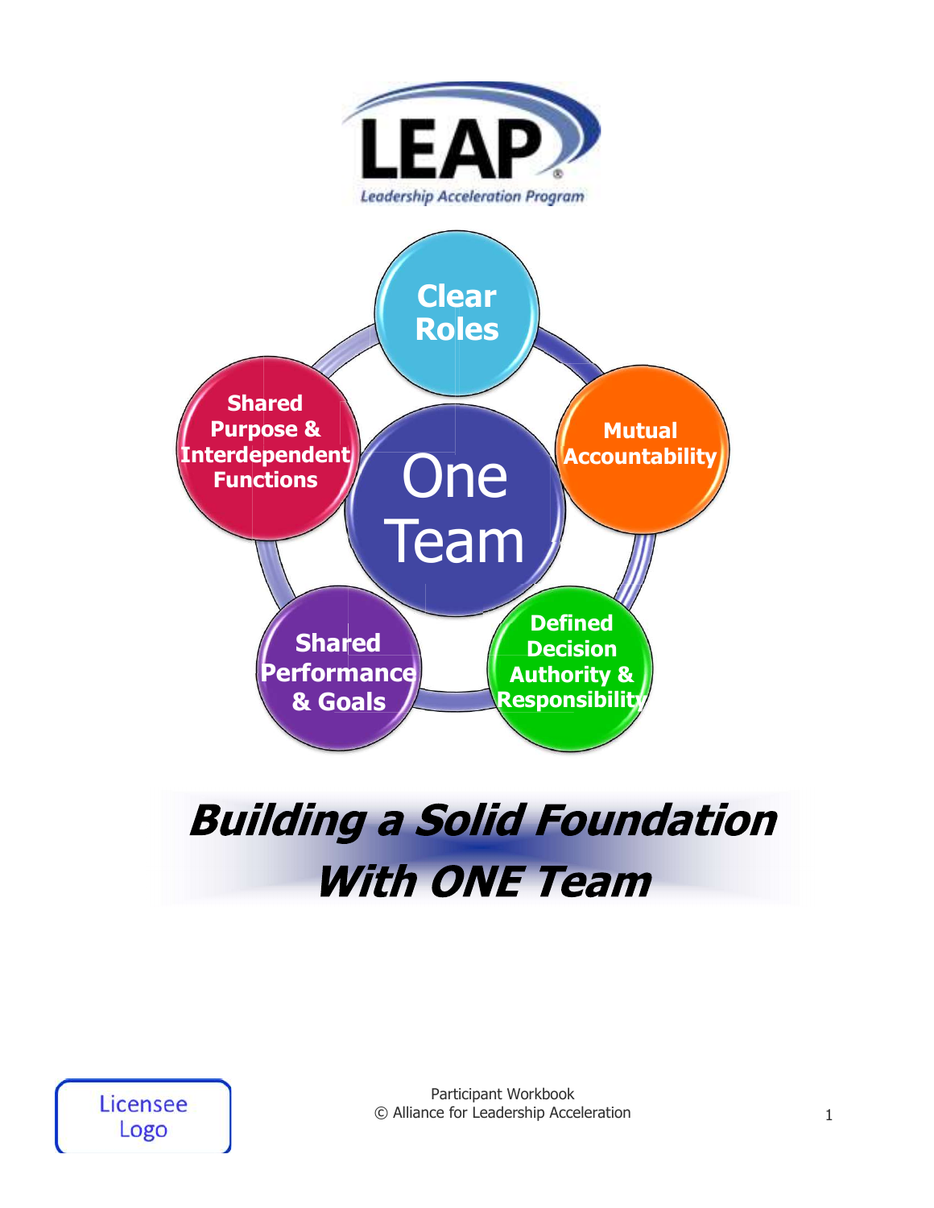LEAP®

Leadership Acceleration Program

One Team

Clear Roles

Mutual Accountability

Defined Decision Authority & Responsibility

Shared Performance & Goals

Shared Purpose & Interdependent Functions

# *Building a Solid Foundation With ONE Team*

Licensee Logo

Participant Workbook
© Alliance for Leadership Acceleration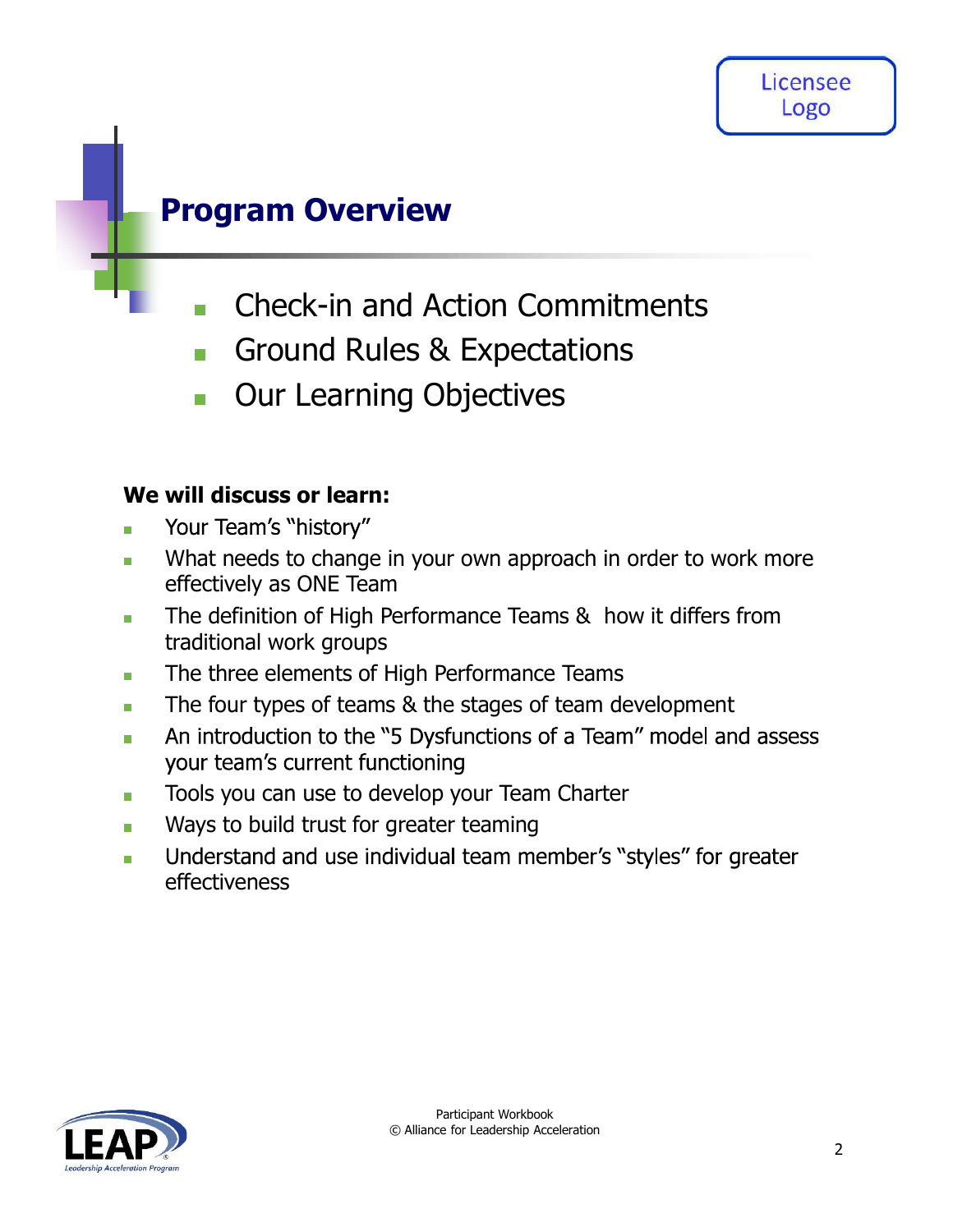# Program Overview

- Check-in and Action Commitments
- Ground Rules & Expectations
- Our Learning Objectives

**We will discuss or learn:**

- Your Team's "history"
- What needs to change in your own approach in order to work more effectively as ONE Team
- The definition of High Performance Teams & how it differs from traditional work groups
- The three elements of High Performance Teams
- The four types of teams & the stages of team development
- An introduction to the "5 Dysfunctions of a Team" model and assess your team's current functioning
- Tools you can use to develop your Team Charter
- Ways to build trust for greater teaming
- Understand and use individual team member's "styles" for greater effectiveness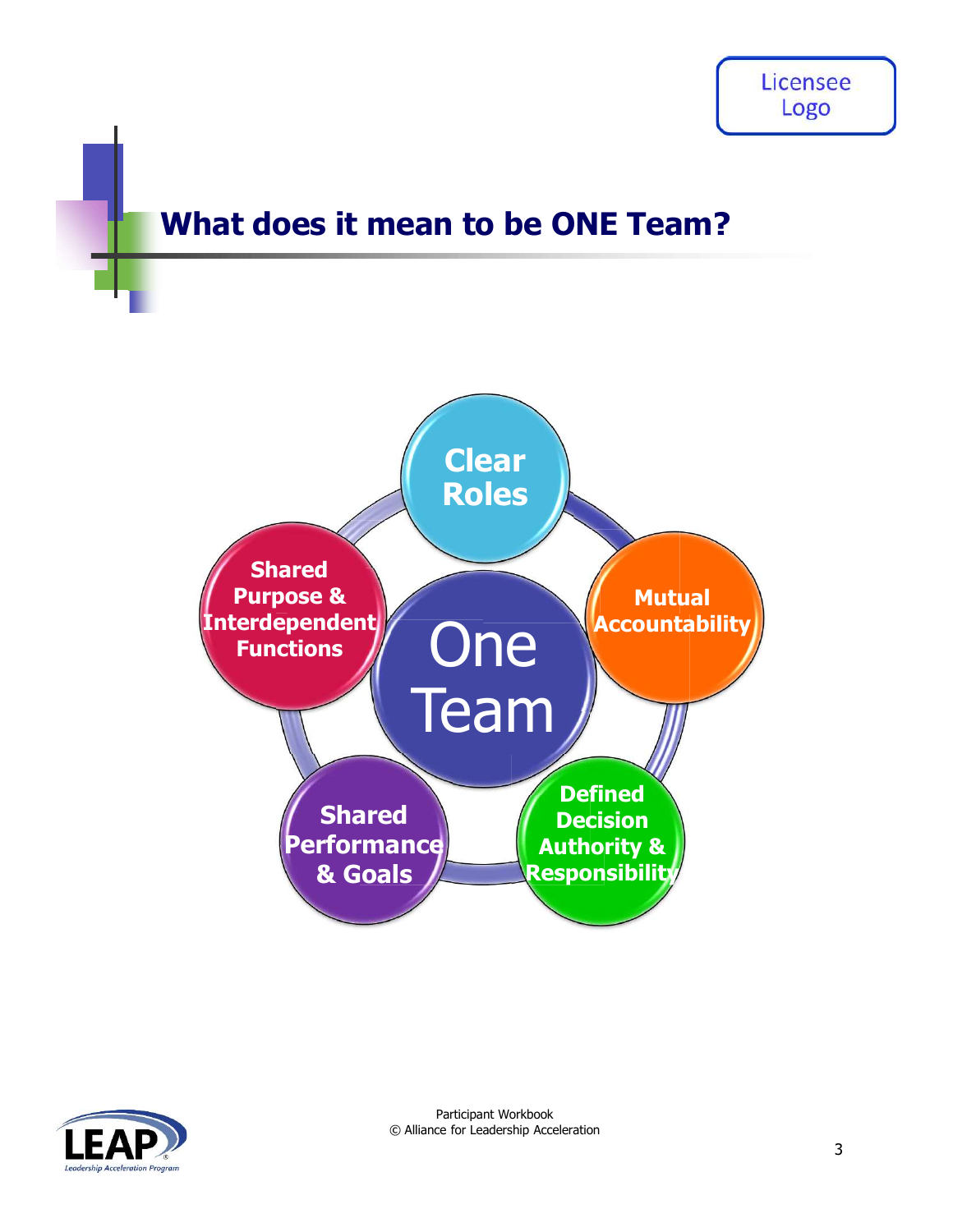## What does it mean to be ONE Team?

- One Team
- Clear Roles
- Mutual Accountability
- Defined Decision Authority & Responsibility
- Shared Performance & Goals
- Shared Purpose & Interdependent Functions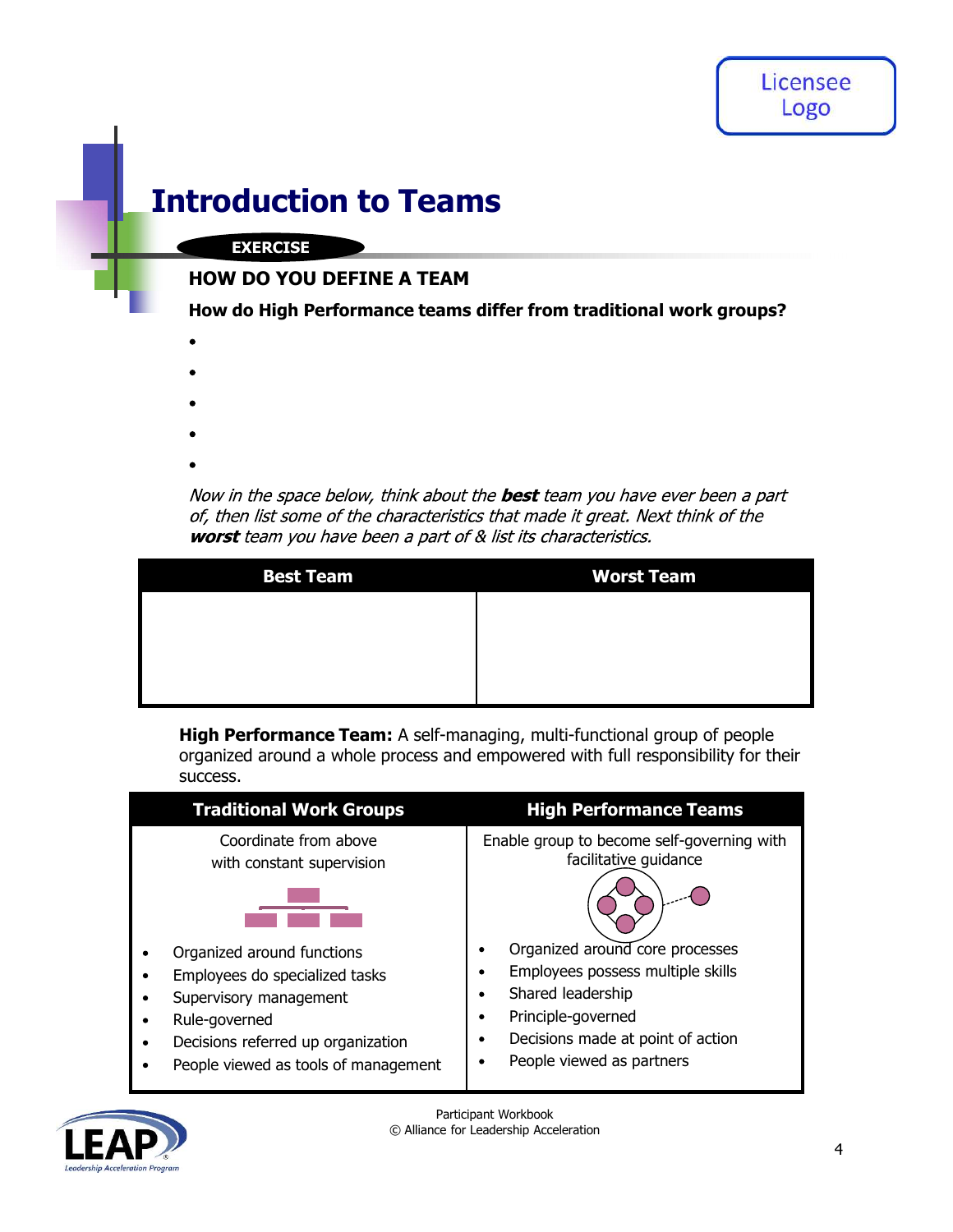# Introduction to Teams

**EXERCISE**

## HOW DO YOU DEFINE A TEAM

**How do High Performance teams differ from traditional work groups?**

- 
- 
- 
- 
- 

*Now in the space below, think about the* ***best*** *team you have ever been a part of, then list some of the characteristics that made it great. Next think of the* ***worst*** *team you have been a part of & list its characteristics.*

| Best Team | Worst Team |
| --- | --- |
| | |

**High Performance Team:** A self-managing, multi-functional group of people organized around a whole process and empowered with full responsibility for their success.

| Traditional Work Groups | High Performance Teams |
| --- | --- |
| Coordinate from above with constant supervision | Enable group to become self-governing with facilitative guidance |
| • Organized around functions<br>• Employees do specialized tasks<br>• Supervisory management<br>• Rule-governed<br>• Decisions referred up organization<br>• People viewed as tools of management | • Organized around core processes<br>• Employees possess multiple skills<br>• Shared leadership<br>• Principle-governed<br>• Decisions made at point of action<br>• People viewed as partners |

Participant Workbook
© Alliance for Leadership Acceleration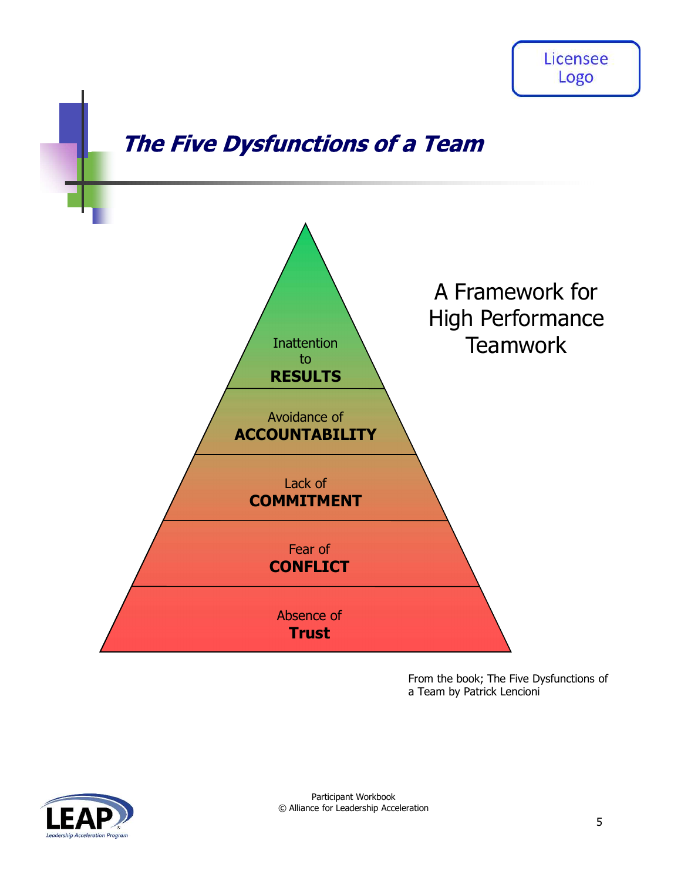# *The Five Dysfunctions of a Team*

Inattention to **RESULTS**

Avoidance of **ACCOUNTABILITY**

Lack of **COMMITMENT**

Fear of **CONFLICT**

Absence of **Trust**

A Framework for High Performance Teamwork

From the book; The Five Dysfunctions of a Team by Patrick Lencioni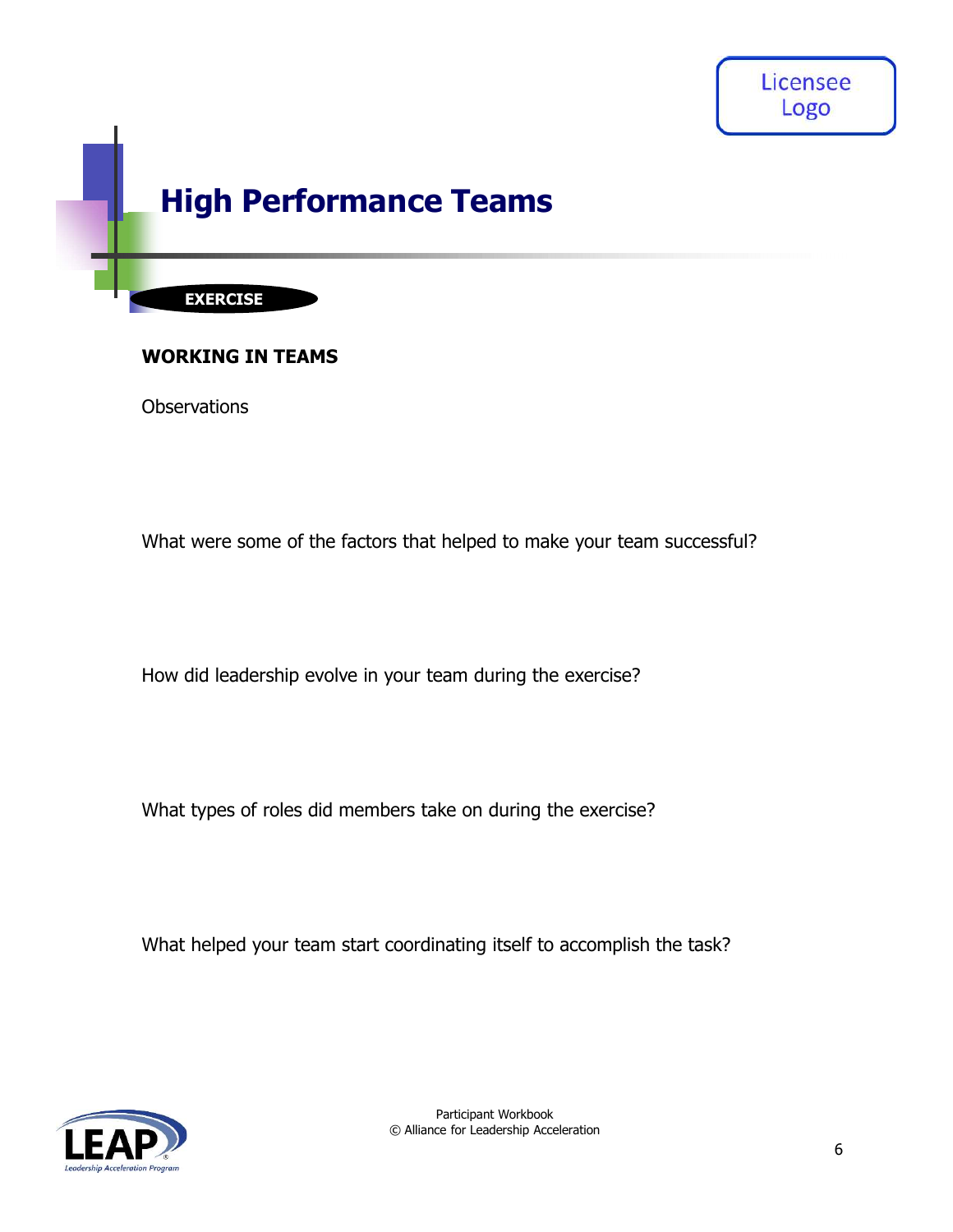# High Performance Teams

**EXERCISE**

**WORKING IN TEAMS**

Observations

What were some of the factors that helped to make your team successful?

How did leadership evolve in your team during the exercise?

What types of roles did members take on during the exercise?

What helped your team start coordinating itself to accomplish the task?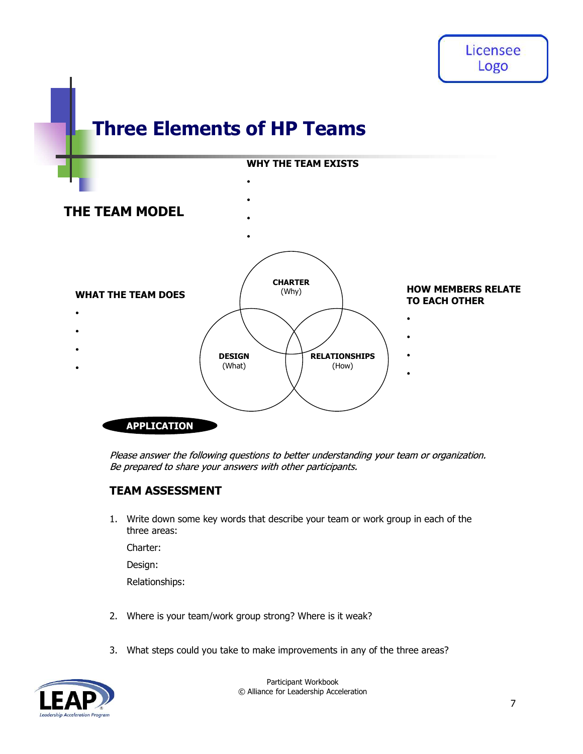# Three Elements of HP Teams

## THE TEAM MODEL

**WHY THE TEAM EXISTS**

- 
- 
- 
- 

**CHARTER** (Why)

**WHAT THE TEAM DOES**

- 
- 
- 
- 

**DESIGN** (What)

**RELATIONSHIPS** (How)

**HOW MEMBERS RELATE TO EACH OTHER**

- 
- 
- 
- 

**APPLICATION**

*Please answer the following questions to better understanding your team or organization. Be prepared to share your answers with other participants.*

## TEAM ASSESSMENT

1. Write down some key words that describe your team or work group in each of the three areas:

   Charter:

   Design:

   Relationships:

2. Where is your team/work group strong? Where is it weak?

3. What steps could you take to make improvements in any of the three areas?

Participant Workbook
© Alliance for Leadership Acceleration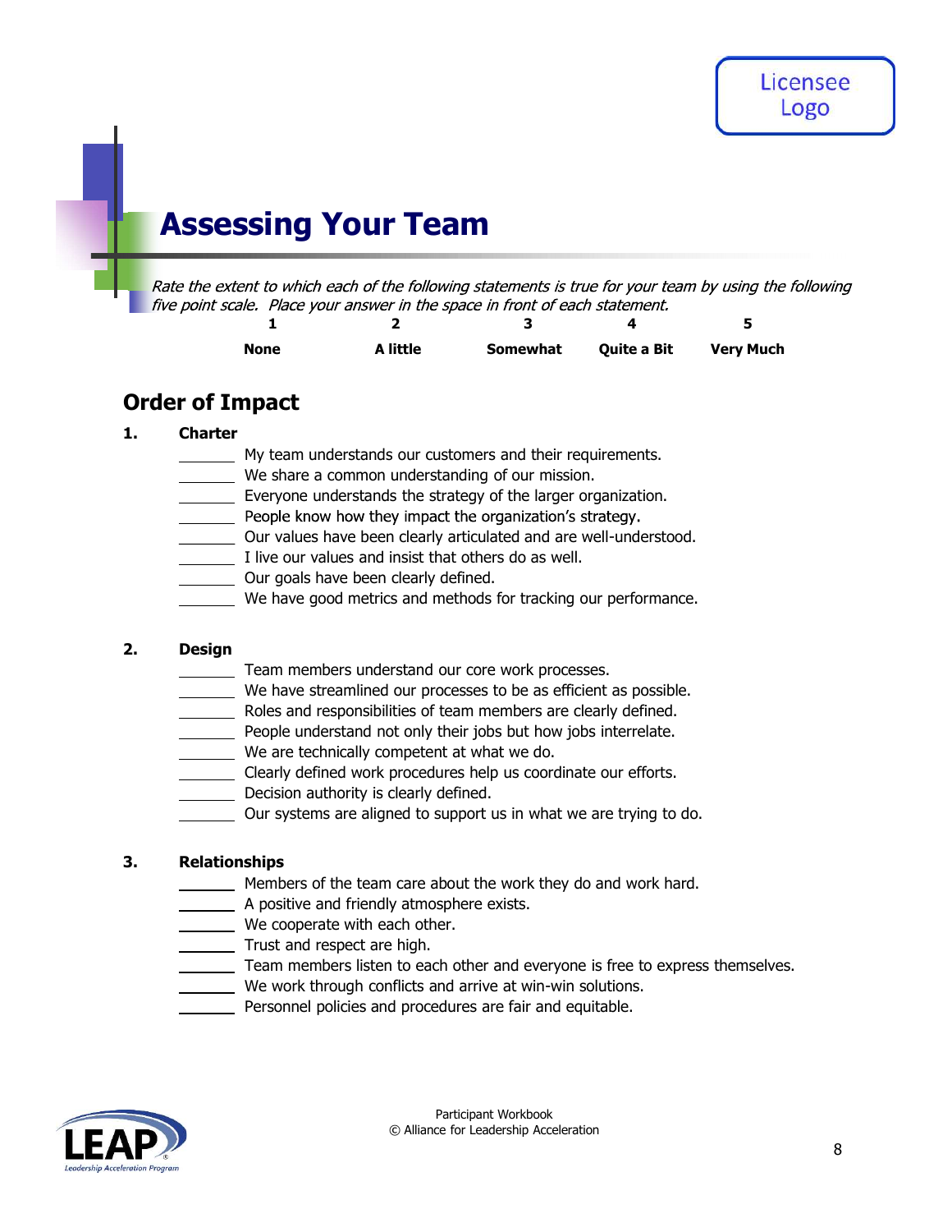# Assessing Your Team

*Rate the extent to which each of the following statements is true for your team by using the following five point scale. Place your answer in the space in front of each statement.*

| 1 | 2 | 3 | 4 | 5 |
|---|---|---|---|---|
| **None** | **A little** | **Somewhat** | **Quite a Bit** | **Very Much** |

## Order of Impact

### 1. Charter

_______ My team understands our customers and their requirements.
_______ We share a common understanding of our mission.
_______ Everyone understands the strategy of the larger organization.
_______ People know how they impact the organization's strategy.
_______ Our values have been clearly articulated and are well-understood.
_______ I live our values and insist that others do as well.
_______ Our goals have been clearly defined.
_______ We have good metrics and methods for tracking our performance.

### 2. Design

_______ Team members understand our core work processes.
_______ We have streamlined our processes to be as efficient as possible.
_______ Roles and responsibilities of team members are clearly defined.
_______ People understand not only their jobs but how jobs interrelate.
_______ We are technically competent at what we do.
_______ Clearly defined work procedures help us coordinate our efforts.
_______ Decision authority is clearly defined.
_______ Our systems are aligned to support us in what we are trying to do.

### 3. Relationships

_______ Members of the team care about the work they do and work hard.
_______ A positive and friendly atmosphere exists.
_______ We cooperate with each other.
_______ Trust and respect are high.
_______ Team members listen to each other and everyone is free to express themselves.
_______ We work through conflicts and arrive at win-win solutions.
_______ Personnel policies and procedures are fair and equitable.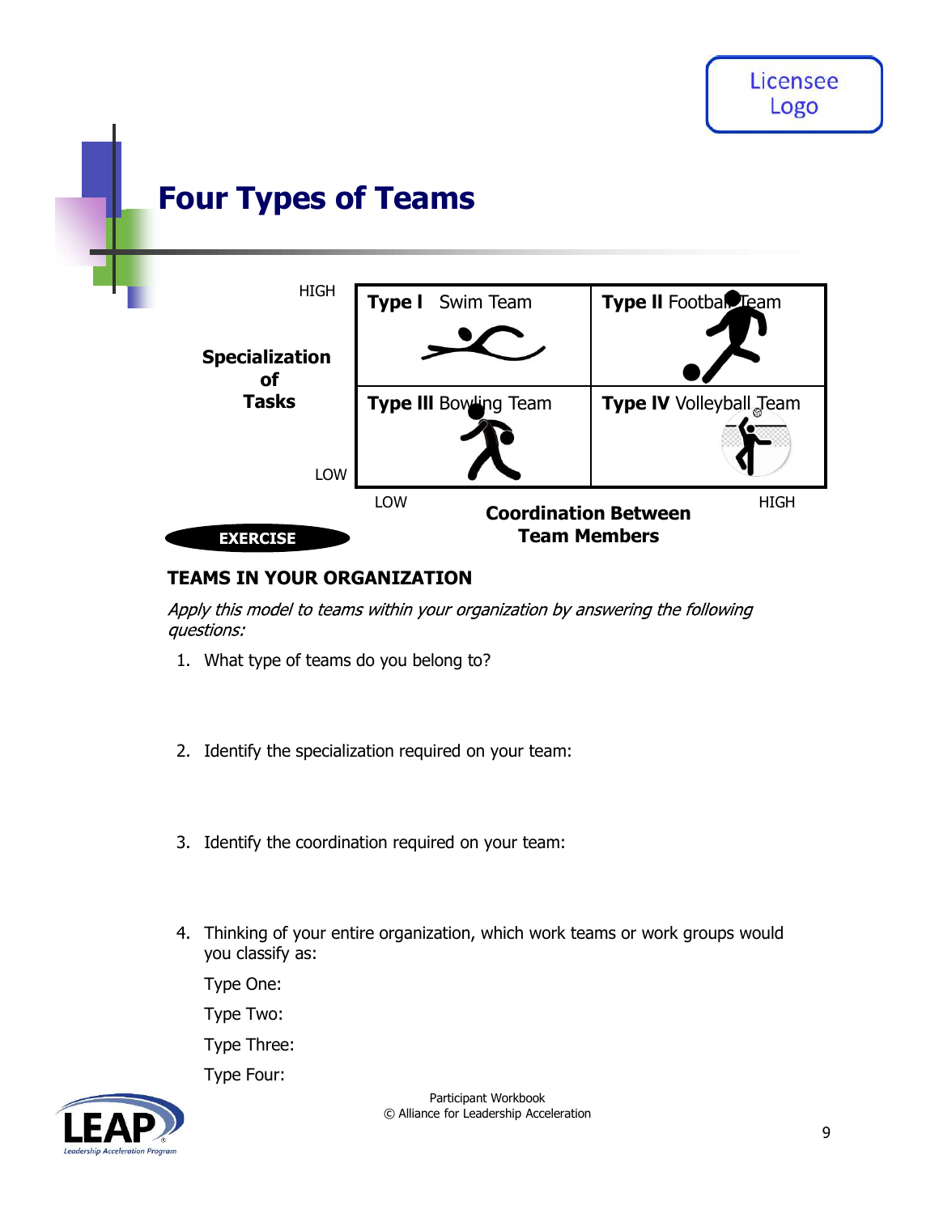# Four Types of Teams

| Specialization of Tasks | LOW (Coordination Between Team Members) | HIGH (Coordination Between Team Members) |
|---|---|---|
| HIGH | **Type I** Swim Team | **Type II** Football Team |
| LOW | **Type III** Bowling Team | **Type IV** Volleyball Team |

**EXERCISE**

**TEAMS IN YOUR ORGANIZATION**

*Apply this model to teams within your organization by answering the following questions:*

1. What type of teams do you belong to?

2. Identify the specialization required on your team:

3. Identify the coordination required on your team:

4. Thinking of your entire organization, which work teams or work groups would you classify as:

   Type One:

   Type Two:

   Type Three:

   Type Four: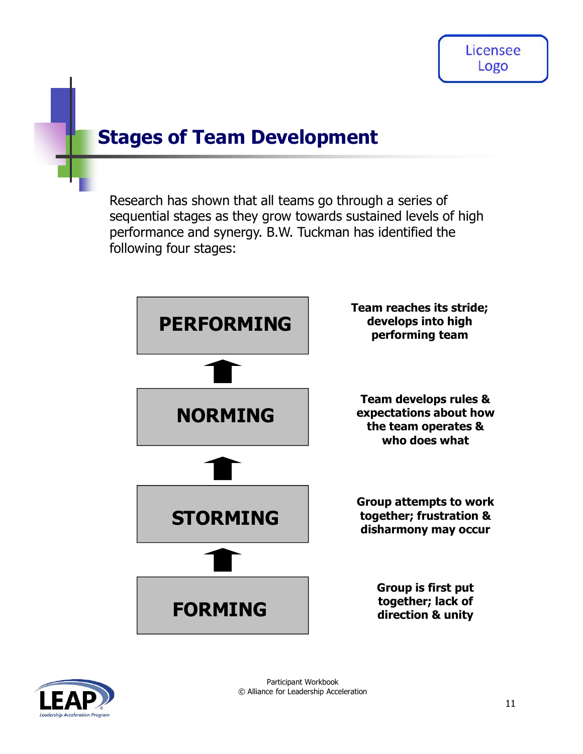## Stages of Team Development

Research has shown that all teams go through a series of sequential stages as they grow towards sustained levels of high performance and synergy. B.W. Tuckman has identified the following four stages:

| Stage | Description |
| --- | --- |
| **PERFORMING** | **Team reaches its stride; develops into high performing team** |
| **NORMING** | **Team develops rules & expectations about how the team operates & who does what** |
| **STORMING** | **Group attempts to work together; frustration & disharmony may occur** |
| **FORMING** | **Group is first put together; lack of direction & unity** |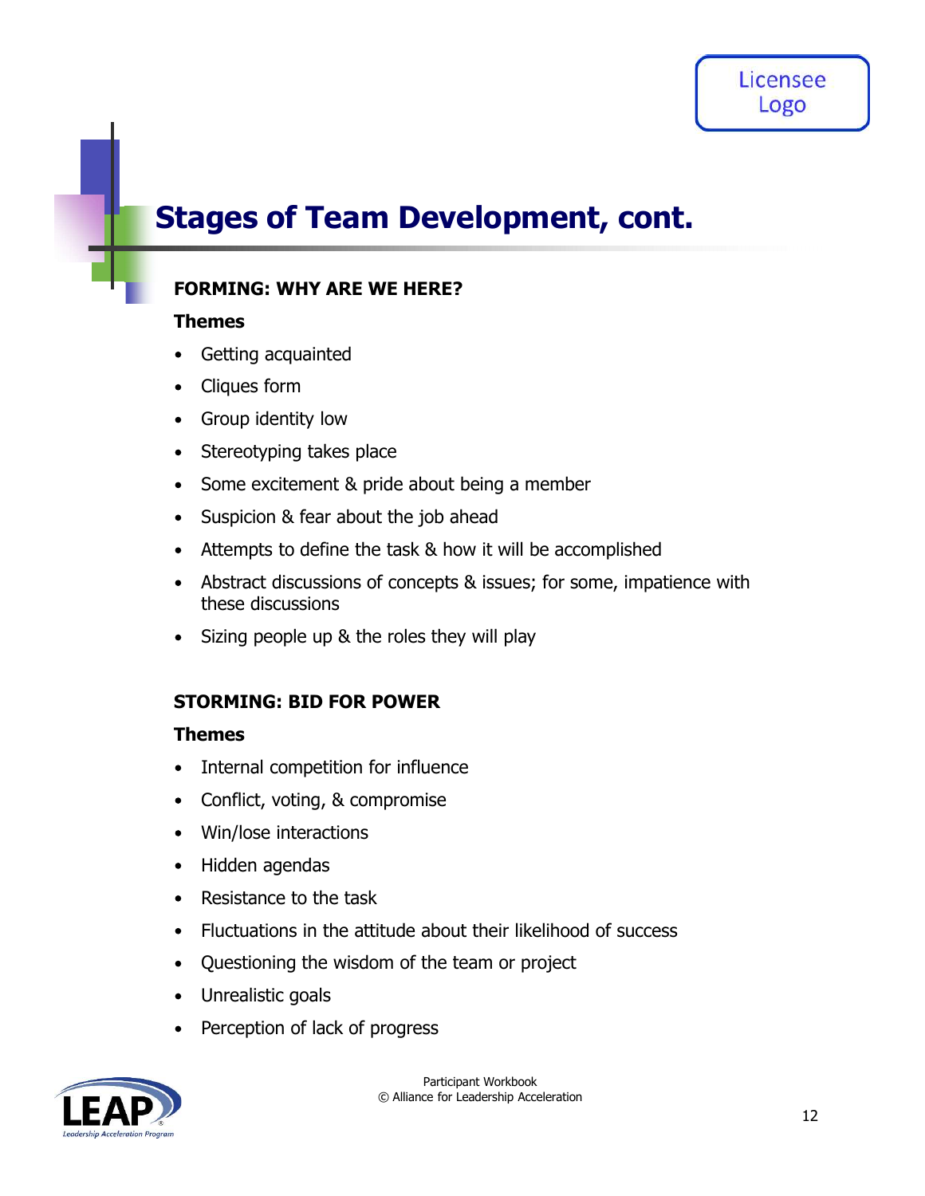# Stages of Team Development, cont.

## FORMING: WHY ARE WE HERE?

**Themes**

- Getting acquainted
- Cliques form
- Group identity low
- Stereotyping takes place
- Some excitement & pride about being a member
- Suspicion & fear about the job ahead
- Attempts to define the task & how it will be accomplished
- Abstract discussions of concepts & issues; for some, impatience with these discussions
- Sizing people up & the roles they will play

## STORMING: BID FOR POWER

**Themes**

- Internal competition for influence
- Conflict, voting, & compromise
- Win/lose interactions
- Hidden agendas
- Resistance to the task
- Fluctuations in the attitude about their likelihood of success
- Questioning the wisdom of the team or project
- Unrealistic goals
- Perception of lack of progress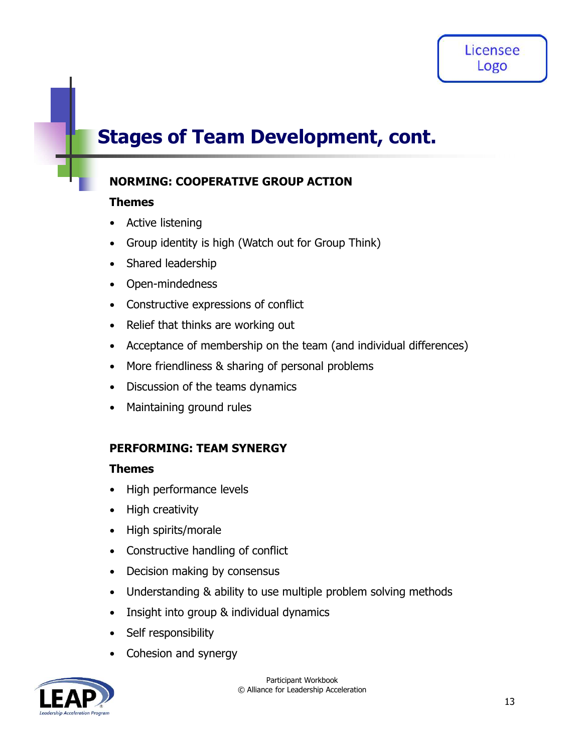# Stages of Team Development, cont.

**NORMING: COOPERATIVE GROUP ACTION**

**Themes**

- Active listening
- Group identity is high (Watch out for Group Think)
- Shared leadership
- Open-mindedness
- Constructive expressions of conflict
- Relief that thinks are working out
- Acceptance of membership on the team (and individual differences)
- More friendliness & sharing of personal problems
- Discussion of the teams dynamics
- Maintaining ground rules

**PERFORMING: TEAM SYNERGY**

**Themes**

- High performance levels
- High creativity
- High spirits/morale
- Constructive handling of conflict
- Decision making by consensus
- Understanding & ability to use multiple problem solving methods
- Insight into group & individual dynamics
- Self responsibility
- Cohesion and synergy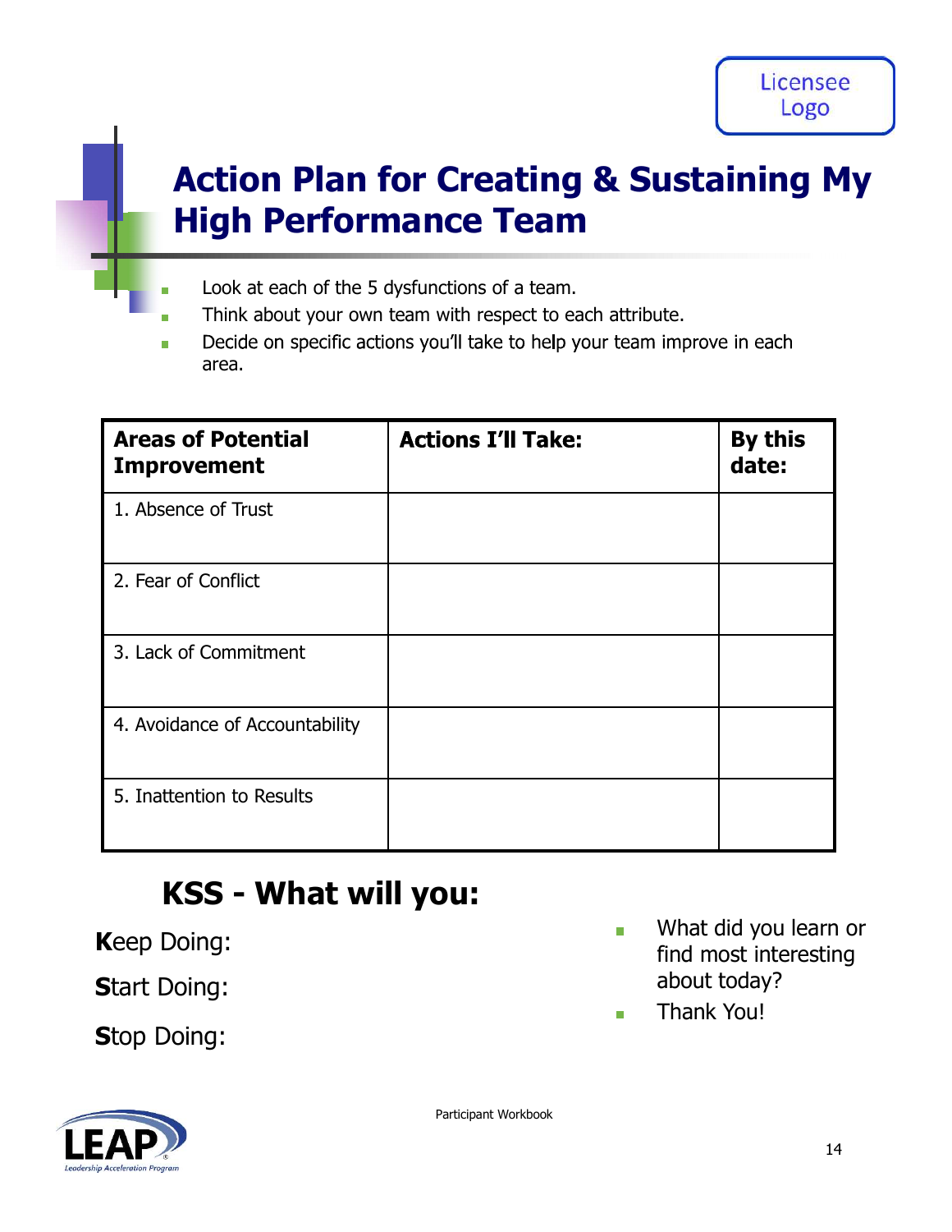Licensee Logo

# Action Plan for Creating & Sustaining My High Performance Team

- Look at each of the 5 dysfunctions of a team.
- Think about your own team with respect to each attribute.
- Decide on specific actions you'll take to help your team improve in each area.

| Areas of Potential Improvement | Actions I'll Take: | By this date: |
|---|---|---|
| 1. Absence of Trust | | |
| 2. Fear of Conflict | | |
| 3. Lack of Commitment | | |
| 4. Avoidance of Accountability | | |
| 5. Inattention to Results | | |

## KSS - What will you:

**K**eep Doing:

**S**tart Doing:

**S**top Doing:

- What did you learn or find most interesting about today?
- Thank You!

Participant Workbook